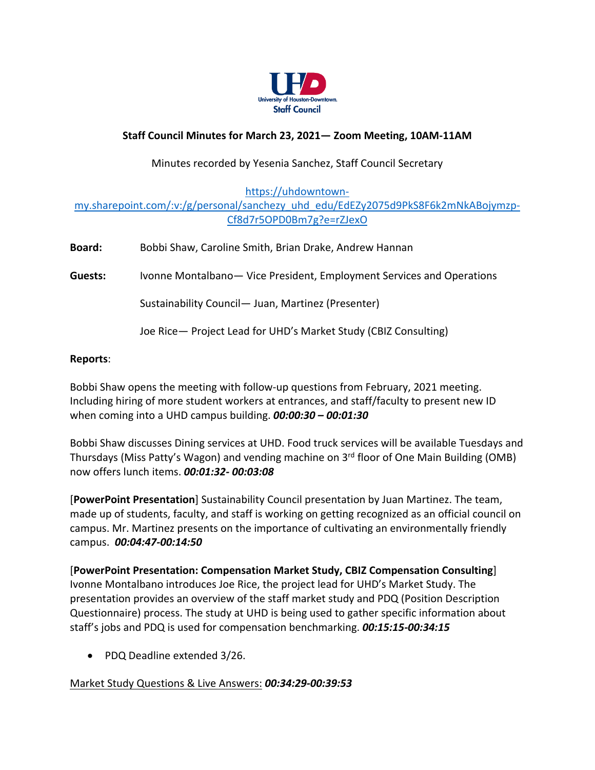University of Houston-Downtown
Staff Council

**Staff Council Minutes for March 23, 2021— Zoom Meeting, 10AM-11AM**

Minutes recorded by Yesenia Sanchez, Staff Council Secretary

https://uhdowntown-my.sharepoint.com/:v:/g/personal/sanchezy_uhd_edu/EdEZy2075d9PkS8F6k2mNkABojymzp-Cf8d7r5OPD0Bm7g?e=rZJexO

**Board:** Bobbi Shaw, Caroline Smith, Brian Drake, Andrew Hannan

**Guests:** Ivonne Montalbano— Vice President, Employment Services and Operations

Sustainability Council— Juan, Martinez (Presenter)

Joe Rice— Project Lead for UHD's Market Study (CBIZ Consulting)

**Reports**:

Bobbi Shaw opens the meeting with follow-up questions from February, 2021 meeting. Including hiring of more student workers at entrances, and staff/faculty to present new ID when coming into a UHD campus building. ***00:00:30 – 00:01:30***

Bobbi Shaw discusses Dining services at UHD. Food truck services will be available Tuesdays and Thursdays (Miss Patty's Wagon) and vending machine on 3rd floor of One Main Building (OMB) now offers lunch items. ***00:01:32- 00:03:08***

[**PowerPoint Presentation**] Sustainability Council presentation by Juan Martinez. The team, made up of students, faculty, and staff is working on getting recognized as an official council on campus. Mr. Martinez presents on the importance of cultivating an environmentally friendly campus. ***00:04:47-00:14:50***

[**PowerPoint Presentation: Compensation Market Study, CBIZ Compensation Consulting**] Ivonne Montalbano introduces Joe Rice, the project lead for UHD's Market Study. The presentation provides an overview of the staff market study and PDQ (Position Description Questionnaire) process. The study at UHD is being used to gather specific information about staff's jobs and PDQ is used for compensation benchmarking. ***00:15:15-00:34:15***

- PDQ Deadline extended 3/26.

Market Study Questions & Live Answers: ***00:34:29-00:39:53***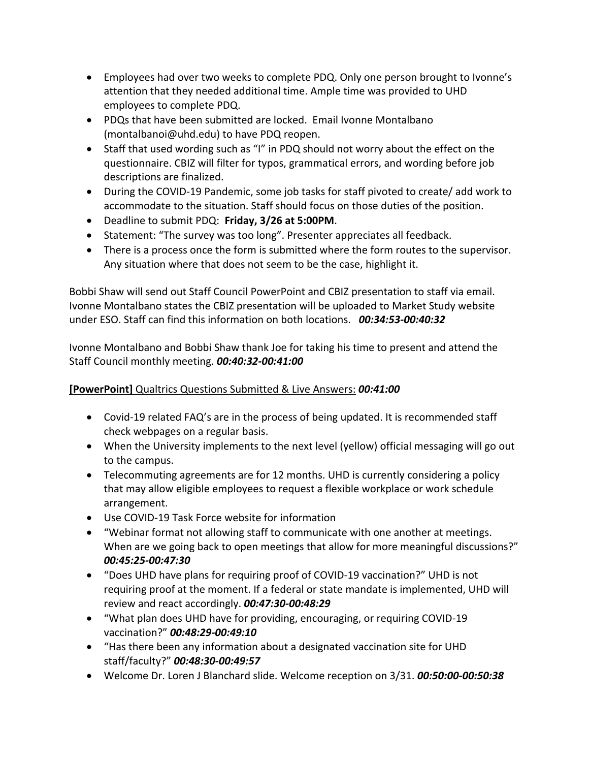- Employees had over two weeks to complete PDQ. Only one person brought to Ivonne's attention that they needed additional time. Ample time was provided to UHD employees to complete PDQ.
- PDQs that have been submitted are locked. Email Ivonne Montalbano (montalbanoi@uhd.edu) to have PDQ reopen.
- Staff that used wording such as "I" in PDQ should not worry about the effect on the questionnaire. CBIZ will filter for typos, grammatical errors, and wording before job descriptions are finalized.
- During the COVID-19 Pandemic, some job tasks for staff pivoted to create/ add work to accommodate to the situation. Staff should focus on those duties of the position.
- Deadline to submit PDQ: **Friday, 3/26 at 5:00PM**.
- Statement: "The survey was too long". Presenter appreciates all feedback.
- There is a process once the form is submitted where the form routes to the supervisor. Any situation where that does not seem to be the case, highlight it.

Bobbi Shaw will send out Staff Council PowerPoint and CBIZ presentation to staff via email. Ivonne Montalbano states the CBIZ presentation will be uploaded to Market Study website under ESO. Staff can find this information on both locations. ***00:34:53-00:40:32***

Ivonne Montalbano and Bobbi Shaw thank Joe for taking his time to present and attend the Staff Council monthly meeting. ***00:40:32-00:41:00***

**[PowerPoint]** Qualtrics Questions Submitted & Live Answers: ***00:41:00***

- Covid-19 related FAQ's are in the process of being updated. It is recommended staff check webpages on a regular basis.
- When the University implements to the next level (yellow) official messaging will go out to the campus.
- Telecommuting agreements are for 12 months. UHD is currently considering a policy that may allow eligible employees to request a flexible workplace or work schedule arrangement.
- Use COVID-19 Task Force website for information
- "Webinar format not allowing staff to communicate with one another at meetings. When are we going back to open meetings that allow for more meaningful discussions?" ***00:45:25-00:47:30***
- "Does UHD have plans for requiring proof of COVID-19 vaccination?" UHD is not requiring proof at the moment. If a federal or state mandate is implemented, UHD will review and react accordingly. ***00:47:30-00:48:29***
- "What plan does UHD have for providing, encouraging, or requiring COVID-19 vaccination?" ***00:48:29-00:49:10***
- "Has there been any information about a designated vaccination site for UHD staff/faculty?" ***00:48:30-00:49:57***
- Welcome Dr. Loren J Blanchard slide. Welcome reception on 3/31. ***00:50:00-00:50:38***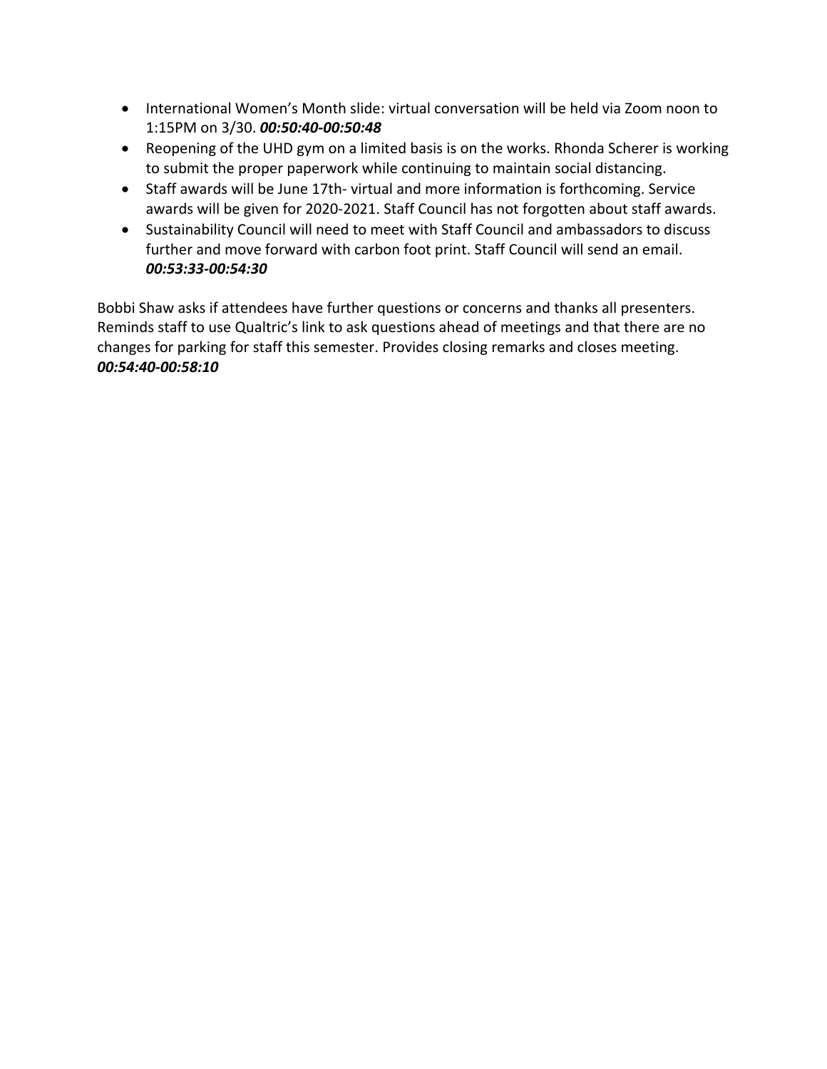- International Women's Month slide: virtual conversation will be held via Zoom noon to 1:15PM on 3/30. ***00:50:40-00:50:48***
- Reopening of the UHD gym on a limited basis is on the works. Rhonda Scherer is working to submit the proper paperwork while continuing to maintain social distancing.
- Staff awards will be June 17th- virtual and more information is forthcoming. Service awards will be given for 2020-2021. Staff Council has not forgotten about staff awards.
- Sustainability Council will need to meet with Staff Council and ambassadors to discuss further and move forward with carbon foot print. Staff Council will send an email. ***00:53:33-00:54:30***

Bobbi Shaw asks if attendees have further questions or concerns and thanks all presenters. Reminds staff to use Qualtric's link to ask questions ahead of meetings and that there are no changes for parking for staff this semester. Provides closing remarks and closes meeting. ***00:54:40-00:58:10***